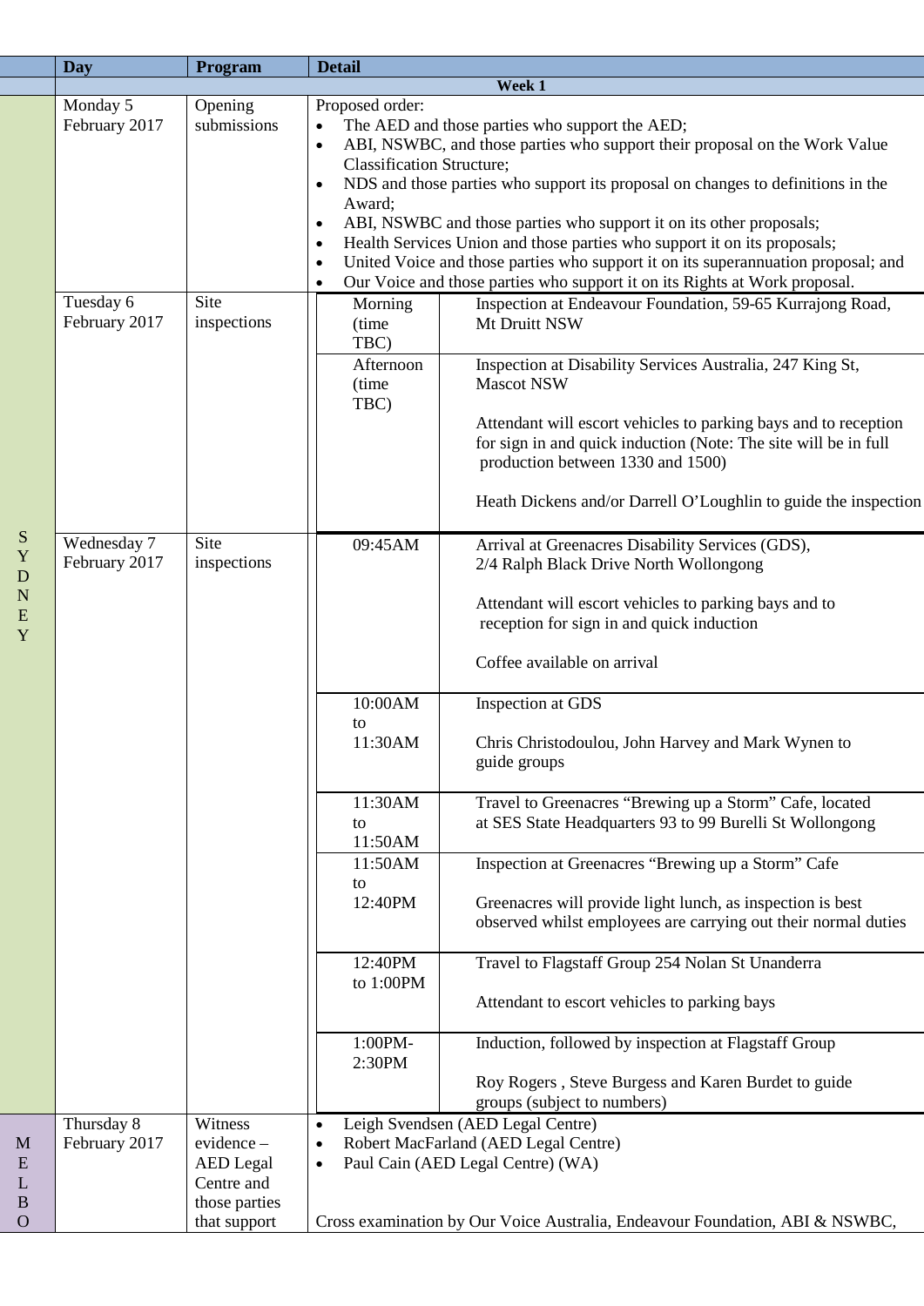| | Day | Program | Detail | |
|---|---|---|---|---|
| | **Week 1** | | | |
| SYDNEY | Monday 5 February 2017 | Opening submissions | Proposed order:<br>• The AED and those parties who support the AED;<br>• ABI, NSWBC, and those parties who support their proposal on the Work Value Classification Structure;<br>• NDS and those parties who support its proposal on changes to definitions in the Award;<br>• ABI, NSWBC and those parties who support it on its other proposals;<br>• Health Services Union and those parties who support it on its proposals;<br>• United Voice and those parties who support it on its superannuation proposal; and<br>• Our Voice and those parties who support it on its Rights at Work proposal. | |
| SYDNEY | Tuesday 6 February 2017 | Site inspections | Morning (time TBC) | Inspection at Endeavour Foundation, 59-65 Kurrajong Road, Mt Druitt NSW |
| | | | Afternoon (time TBC) | Inspection at Disability Services Australia, 247 King St, Mascot NSW<br><br>Attendant will escort vehicles to parking bays and to reception for sign in and quick induction (Note: The site will be in full production between 1330 and 1500)<br><br>Heath Dickens and/or Darrell O'Loughlin to guide the inspection |
| SYDNEY | Wednesday 7 February 2017 | Site inspections | 09:45AM | Arrival at Greenacres Disability Services (GDS), 2/4 Ralph Black Drive North Wollongong<br><br>Attendant will escort vehicles to parking bays and to reception for sign in and quick induction<br><br>Coffee available on arrival |
| | | | 10:00AM to 11:30AM | Inspection at GDS<br><br>Chris Christodoulou, John Harvey and Mark Wynen to guide groups |
| | | | 11:30AM to 11:50AM | Travel to Greenacres "Brewing up a Storm" Cafe, located at SES State Headquarters 93 to 99 Burelli St Wollongong |
| | | | 11:50AM to 12:40PM | Inspection at Greenacres "Brewing up a Storm" Cafe<br><br>Greenacres will provide light lunch, as inspection is best observed whilst employees are carrying out their normal duties |
| | | | 12:40PM to 1:00PM | Travel to Flagstaff Group 254 Nolan St Unanderra<br><br>Attendant to escort vehicles to parking bays |
| | | | 1:00PM-2:30PM | Induction, followed by inspection at Flagstaff Group<br><br>Roy Rogers , Steve Burgess and Karen Burdet to guide groups (subject to numbers) |
| MELBO | Thursday 8 February 2017 | Witness evidence – AED Legal Centre and those parties that support | • Leigh Svendsen (AED Legal Centre)<br>• Robert MacFarland (AED Legal Centre)<br>• Paul Cain (AED Legal Centre) (WA)<br><br>Cross examination by Our Voice Australia, Endeavour Foundation, ABI & NSWBC, | |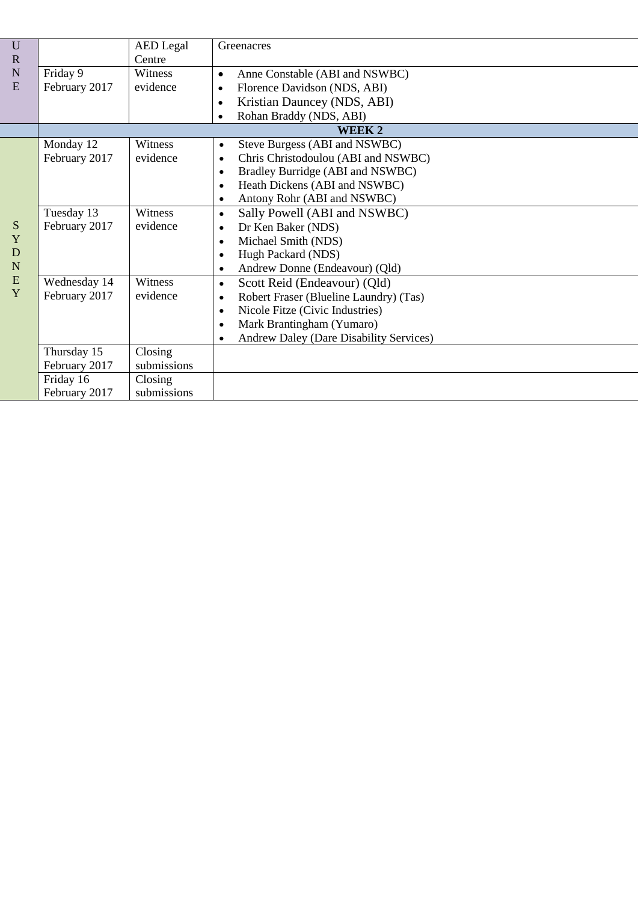| | | | |
|---|---|---|---|
| URNE | | AED Legal Centre | Greenacres |
| | Friday 9 February 2017 | Witness evidence | • Anne Constable (ABI and NSWBC)<br>• Florence Davidson (NDS, ABI)<br>• Kristian Dauncey (NDS, ABI)<br>• Rohan Braddy (NDS, ABI) |
| | **WEEK 2** | | |
| SYDNEY | Monday 12 February 2017 | Witness evidence | • Steve Burgess (ABI and NSWBC)<br>• Chris Christodoulou (ABI and NSWBC)<br>• Bradley Burridge (ABI and NSWBC)<br>• Heath Dickens (ABI and NSWBC)<br>• Antony Rohr (ABI and NSWBC) |
| | Tuesday 13 February 2017 | Witness evidence | • Sally Powell (ABI and NSWBC)<br>• Dr Ken Baker (NDS)<br>• Michael Smith (NDS)<br>• Hugh Packard (NDS)<br>• Andrew Donne (Endeavour) (Qld) |
| | Wednesday 14 February 2017 | Witness evidence | • Scott Reid (Endeavour) (Qld)<br>• Robert Fraser (Blueline Laundry) (Tas)<br>• Nicole Fitze (Civic Industries)<br>• Mark Brantingham (Yumaro)<br>• Andrew Daley (Dare Disability Services) |
| | Thursday 15 February 2017 | Closing submissions | |
| | Friday 16 February 2017 | Closing submissions | |